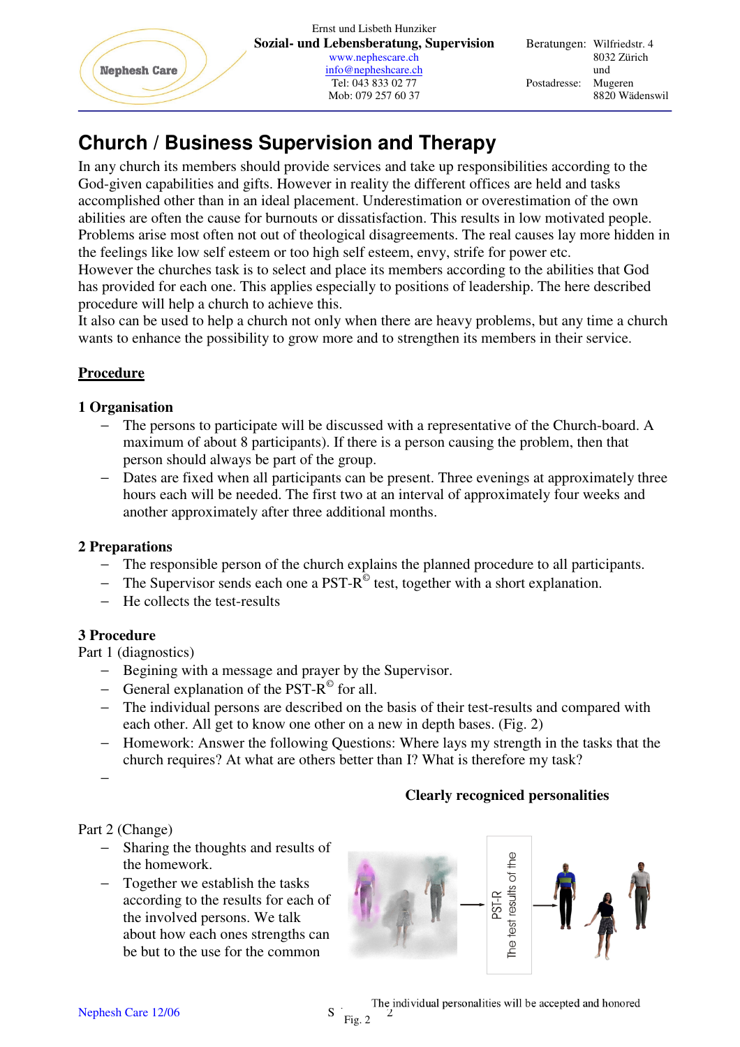Ernst und Lisbeth Hunziker
**Sozial- und Lebensberatung, Supervision**
www.nephescare.ch
info@nepheshcare.ch
Tel: 043 833 02 77
Mob: 079 257 60 37

Beratungen: Wilfriedstr. 4
8032 Zürich
und
Postadresse: Mugeren
8820 Wädenswil

# Church / Business Supervision and Therapy

In any church its members should provide services and take up responsibilities according to the God-given capabilities and gifts. However in reality the different offices are held and tasks accomplished other than in an ideal placement. Underestimation or overestimation of the own abilities are often the cause for burnouts or dissatisfaction. This results in low motivated people. Problems arise most often not out of theological disagreements. The real causes lay more hidden in the feelings like low self esteem or too high self esteem, envy, strife for power etc.
However the churches task is to select and place its members according to the abilities that God has provided for each one. This applies especially to positions of leadership. The here described procedure will help a church to achieve this.
It also can be used to help a church not only when there are heavy problems, but any time a church wants to enhance the possibility to grow more and to strengthen its members in their service.

## Procedure

### 1 Organisation

- The persons to participate will be discussed with a representative of the Church-board. A maximum of about 8 participants). If there is a person causing the problem, then that person should always be part of the group.
- Dates are fixed when all participants can be present. Three evenings at approximately three hours each will be needed. The first two at an interval of approximately four weeks and another approximately after three additional months.

### 2 Preparations

- The responsible person of the church explains the planned procedure to all participants.
- The Supervisor sends each one a PST-R© test, together with a short explanation.
- He collects the test-results

### 3 Procedure

Part 1 (diagnostics)

- Begining with a message and prayer by the Supervisor.
- General explanation of the PST-R© for all.
- The individual persons are described on the basis of their test-results and compared with each other. All get to know one other on a new in depth bases. (Fig. 2)
- Homework: Answer the following Questions: Where lays my strength in the tasks that the church requires? At what are others better than I? What is therefore my task?
-

**Clearly recogniced personalities**

Part 2 (Change)

- Sharing the thoughts and results of the homework.
- Together we establish the tasks according to the results for each of the involved persons. We talk about how each ones strengths can be but to the use for the common

The test results of the PST-R

The individual personalities will be accepted and honored

Fig. 2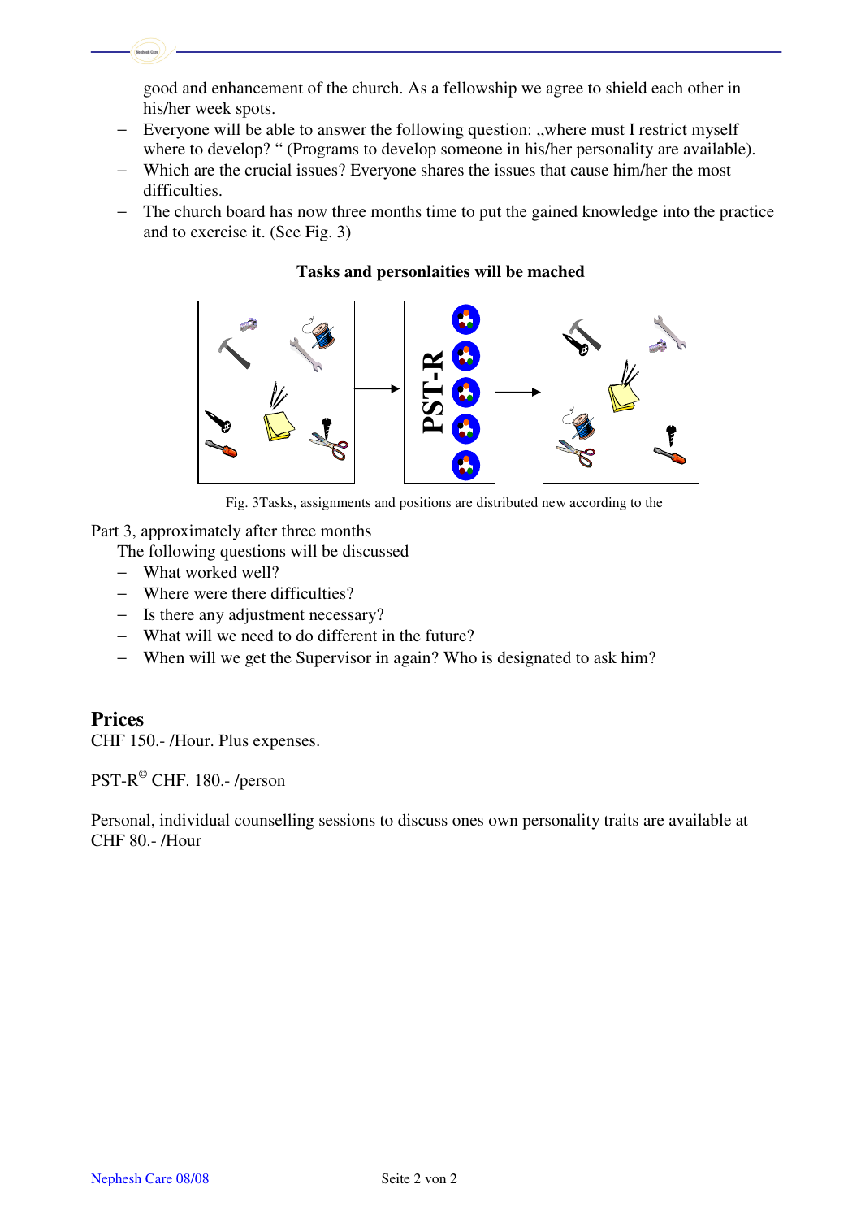good and enhancement of the church. As a fellowship we agree to shield each other in his/her week spots.

- Everyone will be able to answer the following question: „where must I restrict myself where to develop? " (Programs to develop someone in his/her personality are available).
- Which are the crucial issues? Everyone shares the issues that cause him/her the most difficulties.
- The church board has now three months time to put the gained knowledge into the practice and to exercise it. (See Fig. 3)

**Tasks and personlaities will be mached**

PST-R

Fig. 3Tasks, assignments and positions are distributed new according to the

Part 3, approximately after three months

The following questions will be discussed

- What worked well?
- Where were there difficulties?
- Is there any adjustment necessary?
- What will we need to do different in the future?
- When will we get the Supervisor in again? Who is designated to ask him?

## Prices

CHF 150.- /Hour. Plus expenses.

PST-R© CHF. 180.- /person

Personal, individual counselling sessions to discuss ones own personality traits are available at CHF 80.- /Hour